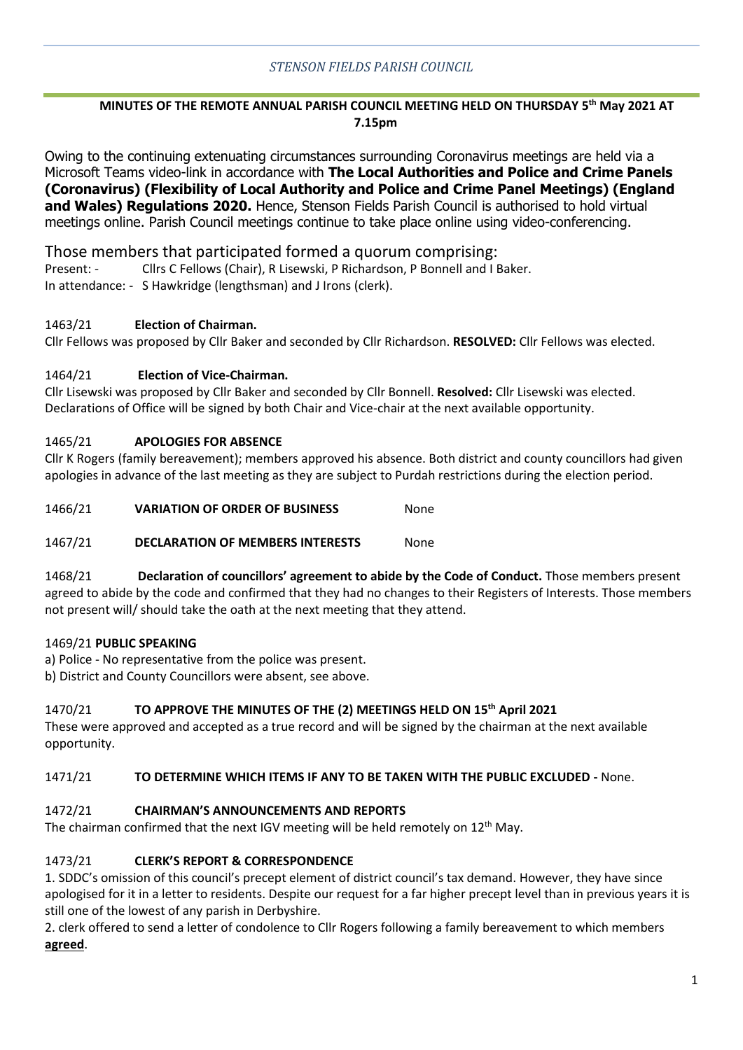*STENSON FIELDS PARISH COUNCIL*

**MINUTES OF THE REMOTE ANNUAL PARISH COUNCIL MEETING HELD ON THURSDAY 5th May 2021 AT 7.15pm**

Owing to the continuing extenuating circumstances surrounding Coronavirus meetings are held via a Microsoft Teams video-link in accordance with **The Local Authorities and Police and Crime Panels (Coronavirus) (Flexibility of Local Authority and Police and Crime Panel Meetings) (England and Wales) Regulations 2020.** Hence, Stenson Fields Parish Council is authorised to hold virtual meetings online. Parish Council meetings continue to take place online using video-conferencing.

Those members that participated formed a quorum comprising:

Present: - Cllrs C Fellows (Chair), R Lisewski, P Richardson, P Bonnell and I Baker.

In attendance: - S Hawkridge (lengthsman) and J Irons (clerk).

1463/21 **Election of Chairman.**

Cllr Fellows was proposed by Cllr Baker and seconded by Cllr Richardson. **RESOLVED:** Cllr Fellows was elected.

1464/21 **Election of Vice-Chairman.**

Cllr Lisewski was proposed by Cllr Baker and seconded by Cllr Bonnell. **Resolved:** Cllr Lisewski was elected. Declarations of Office will be signed by both Chair and Vice-chair at the next available opportunity.

1465/21 **APOLOGIES FOR ABSENCE**

Cllr K Rogers (family bereavement); members approved his absence. Both district and county councillors had given apologies in advance of the last meeting as they are subject to Purdah restrictions during the election period.

1466/21 **VARIATION OF ORDER OF BUSINESS** None

1467/21 **DECLARATION OF MEMBERS INTERESTS** None

1468/21 **Declaration of councillors' agreement to abide by the Code of Conduct.** Those members present agreed to abide by the code and confirmed that they had no changes to their Registers of Interests. Those members not present will/ should take the oath at the next meeting that they attend.

1469/21 **PUBLIC SPEAKING**

a) Police - No representative from the police was present.

b) District and County Councillors were absent, see above.

1470/21 **TO APPROVE THE MINUTES OF THE (2) MEETINGS HELD ON 15th April 2021**

These were approved and accepted as a true record and will be signed by the chairman at the next available opportunity.

1471/21 **TO DETERMINE WHICH ITEMS IF ANY TO BE TAKEN WITH THE PUBLIC EXCLUDED -** None.

1472/21 **CHAIRMAN'S ANNOUNCEMENTS AND REPORTS**

The chairman confirmed that the next IGV meeting will be held remotely on 12th May.

1473/21 **CLERK'S REPORT & CORRESPONDENCE**

1. SDDC's omission of this council's precept element of district council's tax demand. However, they have since apologised for it in a letter to residents. Despite our request for a far higher precept level than in previous years it is still one of the lowest of any parish in Derbyshire.

2. clerk offered to send a letter of condolence to Cllr Rogers following a family bereavement to which members **agreed**.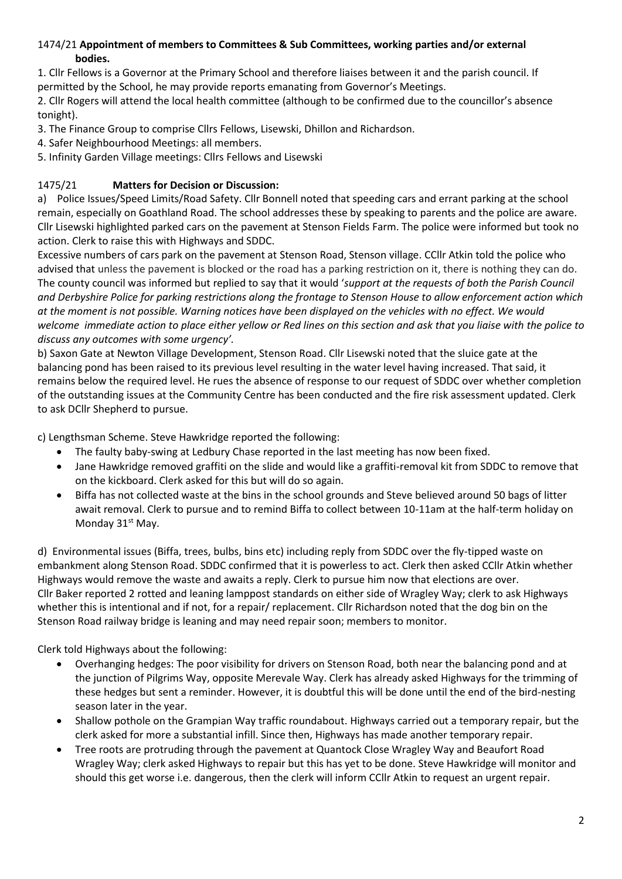1474/21 **Appointment of members to Committees & Sub Committees, working parties and/or external bodies.**

1. Cllr Fellows is a Governor at the Primary School and therefore liaises between it and the parish council. If permitted by the School, he may provide reports emanating from Governor's Meetings.
2. Cllr Rogers will attend the local health committee (although to be confirmed due to the councillor's absence tonight).
3. The Finance Group to comprise Cllrs Fellows, Lisewski, Dhillon and Richardson.
4. Safer Neighbourhood Meetings: all members.
5. Infinity Garden Village meetings: Cllrs Fellows and Lisewski

1475/21 **Matters for Decision or Discussion:**

a) Police Issues/Speed Limits/Road Safety. Cllr Bonnell noted that speeding cars and errant parking at the school remain, especially on Goathland Road. The school addresses these by speaking to parents and the police are aware. Cllr Lisewski highlighted parked cars on the pavement at Stenson Fields Farm. The police were informed but took no action. Clerk to raise this with Highways and SDDC.

Excessive numbers of cars park on the pavement at Stenson Road, Stenson village. CCllr Atkin told the police who advised that unless the pavement is blocked or the road has a parking restriction on it, there is nothing they can do. The county council was informed but replied to say that it would '*support at the requests of both the Parish Council and Derbyshire Police for parking restrictions along the frontage to Stenson House to allow enforcement action which at the moment is not possible. Warning notices have been displayed on the vehicles with no effect. We would welcome immediate action to place either yellow or Red lines on this section and ask that you liaise with the police to discuss any outcomes with some urgency'*.

b) Saxon Gate at Newton Village Development, Stenson Road. Cllr Lisewski noted that the sluice gate at the balancing pond has been raised to its previous level resulting in the water level having increased. That said, it remains below the required level. He rues the absence of response to our request of SDDC over whether completion of the outstanding issues at the Community Centre has been conducted and the fire risk assessment updated. Clerk to ask DCllr Shepherd to pursue.

c) Lengthsman Scheme. Steve Hawkridge reported the following:

- The faulty baby-swing at Ledbury Chase reported in the last meeting has now been fixed.
- Jane Hawkridge removed graffiti on the slide and would like a graffiti-removal kit from SDDC to remove that on the kickboard. Clerk asked for this but will do so again.
- Biffa has not collected waste at the bins in the school grounds and Steve believed around 50 bags of litter await removal. Clerk to pursue and to remind Biffa to collect between 10-11am at the half-term holiday on Monday 31st May.

d) Environmental issues (Biffa, trees, bulbs, bins etc) including reply from SDDC over the fly-tipped waste on embankment along Stenson Road. SDDC confirmed that it is powerless to act. Clerk then asked CCllr Atkin whether Highways would remove the waste and awaits a reply. Clerk to pursue him now that elections are over.

Cllr Baker reported 2 rotted and leaning lamppost standards on either side of Wragley Way; clerk to ask Highways whether this is intentional and if not, for a repair/ replacement. Cllr Richardson noted that the dog bin on the Stenson Road railway bridge is leaning and may need repair soon; members to monitor.

Clerk told Highways about the following:

- Overhanging hedges: The poor visibility for drivers on Stenson Road, both near the balancing pond and at the junction of Pilgrims Way, opposite Merevale Way. Clerk has already asked Highways for the trimming of these hedges but sent a reminder. However, it is doubtful this will be done until the end of the bird-nesting season later in the year.
- Shallow pothole on the Grampian Way traffic roundabout. Highways carried out a temporary repair, but the clerk asked for more a substantial infill. Since then, Highways has made another temporary repair.
- Tree roots are protruding through the pavement at Quantock Close Wragley Way and Beaufort Road Wragley Way; clerk asked Highways to repair but this has yet to be done. Steve Hawkridge will monitor and should this get worse i.e. dangerous, then the clerk will inform CCllr Atkin to request an urgent repair.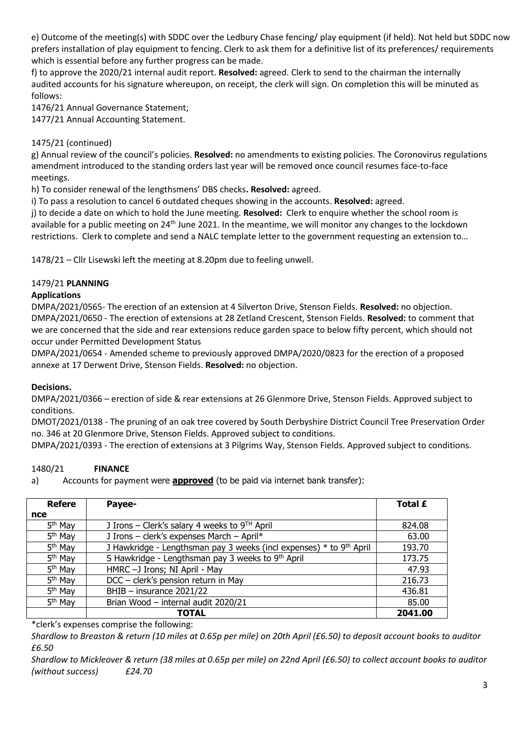e) Outcome of the meeting(s) with SDDC over the Ledbury Chase fencing/ play equipment (if held). Not held but SDDC now prefers installation of play equipment to fencing. Clerk to ask them for a definitive list of its preferences/ requirements which is essential before any further progress can be made.

f) to approve the 2020/21 internal audit report. **Resolved:** agreed. Clerk to send to the chairman the internally audited accounts for his signature whereupon, on receipt, the clerk will sign. On completion this will be minuted as follows:

1476/21 Annual Governance Statement;

1477/21 Annual Accounting Statement.

1475/21 (continued)

g) Annual review of the council's policies. **Resolved:** no amendments to existing policies. The Coronovirus regulations amendment introduced to the standing orders last year will be removed once council resumes face-to-face meetings.

h) To consider renewal of the lengthsmens' DBS checks**. Resolved:** agreed.

i) To pass a resolution to cancel 6 outdated cheques showing in the accounts. **Resolved:** agreed.

j) to decide a date on which to hold the June meeting. **Resolved:** Clerk to enquire whether the school room is available for a public meeting on 24th June 2021. In the meantime, we will monitor any changes to the lockdown restrictions. Clerk to complete and send a NALC template letter to the government requesting an extension to…

1478/21 – Cllr Lisewski left the meeting at 8.20pm due to feeling unwell.

1479/21 **PLANNING**

**Applications**

DMPA/2021/0565- The erection of an extension at 4 Silverton Drive, Stenson Fields. **Resolved:** no objection.

DMPA/2021/0650 - The erection of extensions at 28 Zetland Crescent, Stenson Fields. **Resolved:** to comment that we are concerned that the side and rear extensions reduce garden space to below fifty percent, which should not occur under Permitted Development Status

DMPA/2021/0654 - Amended scheme to previously approved DMPA/2020/0823 for the erection of a proposed annexe at 17 Derwent Drive, Stenson Fields. **Resolved:** no objection.

**Decisions.**

DMPA/2021/0366 – erection of side & rear extensions at 26 Glenmore Drive, Stenson Fields. Approved subject to conditions.

DMOT/2021/0138 - The pruning of an oak tree covered by South Derbyshire District Council Tree Preservation Order no. 346 at 20 Glenmore Drive, Stenson Fields. Approved subject to conditions.

DMPA/2021/0393 - The erection of extensions at 3 Pilgrims Way, Stenson Fields. Approved subject to conditions.

1480/21 **FINANCE**

a) Accounts for payment were **approved** (to be paid via internet bank transfer):

| Reference | Payee- | Total £ |
|---|---|---|
| 5th May | J Irons – Clerk's salary 4 weeks to 9TH April | 824.08 |
| 5th May | J Irons – clerk's expenses March – April* | 63.00 |
| 5th May | J Hawkridge - Lengthsman pay 3 weeks (incl expenses) * to 9th April | 193.70 |
| 5th May | S Hawkridge - Lengthsman pay 3 weeks to 9th April | 173.75 |
| 5th May | HMRC –J Irons; NI April - May | 47.93 |
| 5th May | DCC – clerk's pension return in May | 216.73 |
| 5th May | BHIB – insurance 2021/22 | 436.81 |
| 5th May | Brian Wood – internal audit 2020/21 | 85.00 |
| | **TOTAL** | **2041.00** |

*clerk's expenses comprise the following:

*Shardlow to Breaston & return (10 miles at 0.65p per mile) on 20th April (£6.50) to deposit account books to auditor £6.50*

*Shardlow to Mickleover & return (38 miles at 0.65p per mile) on 22nd April (£6.50) to collect account books to auditor (without success) £24.70*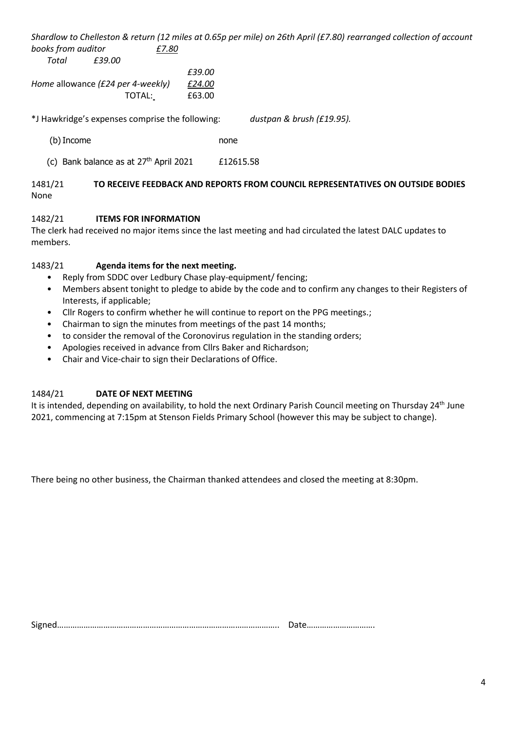*Shardlow to Chelleston & return (12 miles at 0.65p per mile) on 26th April (£7.80) rearranged collection of account books from auditor* *£7.80*

*Total* *£39.00*

| | |
|---|---|
| | *£39.00* |
| *Home* allowance *(£24 per 4-weekly)* | *£24.00* |
| TOTAL: | £63.00 |

*J Hawkridge's expenses comprise the following: *dustpan & brush (£19.95).*

(b) Income none

(c) Bank balance as at 27th April 2021 £12615.58

1481/21 **TO RECEIVE FEEDBACK AND REPORTS FROM COUNCIL REPRESENTATIVES ON OUTSIDE BODIES**

None

1482/21 **ITEMS FOR INFORMATION**

The clerk had received no major items since the last meeting and had circulated the latest DALC updates to members.

1483/21 **Agenda items for the next meeting.**

- Reply from SDDC over Ledbury Chase play-equipment/ fencing;
- Members absent tonight to pledge to abide by the code and to confirm any changes to their Registers of Interests, if applicable;
- Cllr Rogers to confirm whether he will continue to report on the PPG meetings.;
- Chairman to sign the minutes from meetings of the past 14 months;
- to consider the removal of the Coronovirus regulation in the standing orders;
- Apologies received in advance from Cllrs Baker and Richardson;
- Chair and Vice-chair to sign their Declarations of Office.

1484/21 **DATE OF NEXT MEETING**

It is intended, depending on availability, to hold the next Ordinary Parish Council meeting on Thursday 24th June 2021, commencing at 7:15pm at Stenson Fields Primary School (however this may be subject to change).

There being no other business, the Chairman thanked attendees and closed the meeting at 8:30pm.

Signed……………………………………………………………………………………….. Date………………………….